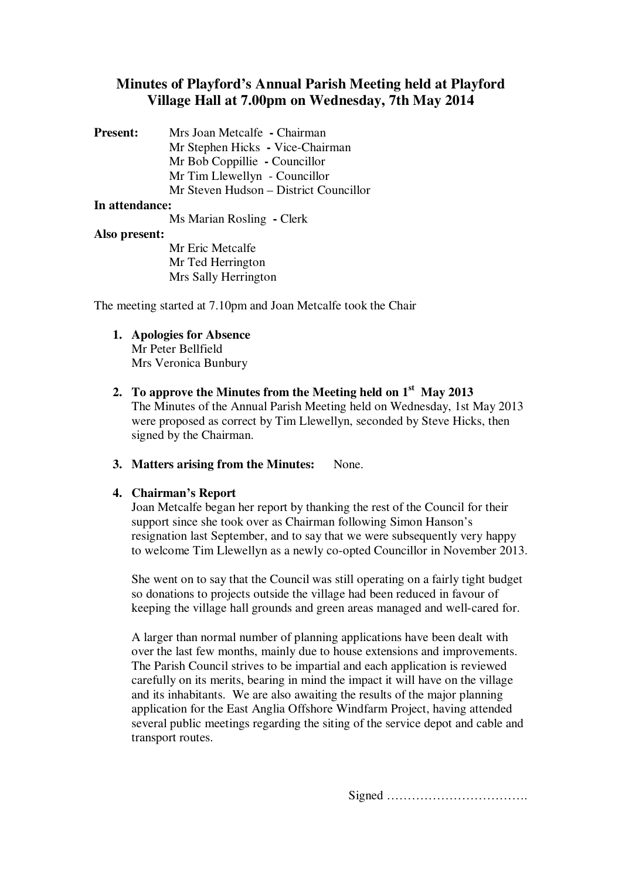# Minutes of Playford's Annual Parish Meeting held at Playford Village Hall at 7.00pm on Wednesday, 7th May 2014

**Present:**
Mrs Joan Metcalfe - Chairman
Mr Stephen Hicks - Vice-Chairman
Mr Bob Coppillie - Councillor
Mr Tim Llewellyn - Councillor
Mr Steven Hudson – District Councillor

**In attendance:**
Ms Marian Rosling - Clerk

**Also present:**
Mr Eric Metcalfe
Mr Ted Herrington
Mrs Sally Herrington

The meeting started at 7.10pm and Joan Metcalfe took the Chair

1. **Apologies for Absence**
   Mr Peter Bellfield
   Mrs Veronica Bunbury

2. **To approve the Minutes from the Meeting held on 1st May 2013**
   The Minutes of the Annual Parish Meeting held on Wednesday, 1st May 2013 were proposed as correct by Tim Llewellyn, seconded by Steve Hicks, then signed by the Chairman.

3. **Matters arising from the Minutes:** None.

4. **Chairman's Report**
   Joan Metcalfe began her report by thanking the rest of the Council for their support since she took over as Chairman following Simon Hanson's resignation last September, and to say that we were subsequently very happy to welcome Tim Llewellyn as a newly co-opted Councillor in November 2013.

   She went on to say that the Council was still operating on a fairly tight budget so donations to projects outside the village had been reduced in favour of keeping the village hall grounds and green areas managed and well-cared for.

   A larger than normal number of planning applications have been dealt with over the last few months, mainly due to house extensions and improvements. The Parish Council strives to be impartial and each application is reviewed carefully on its merits, bearing in mind the impact it will have on the village and its inhabitants. We are also awaiting the results of the major planning application for the East Anglia Offshore Windfarm Project, having attended several public meetings regarding the siting of the service depot and cable and transport routes.

Signed …………………………….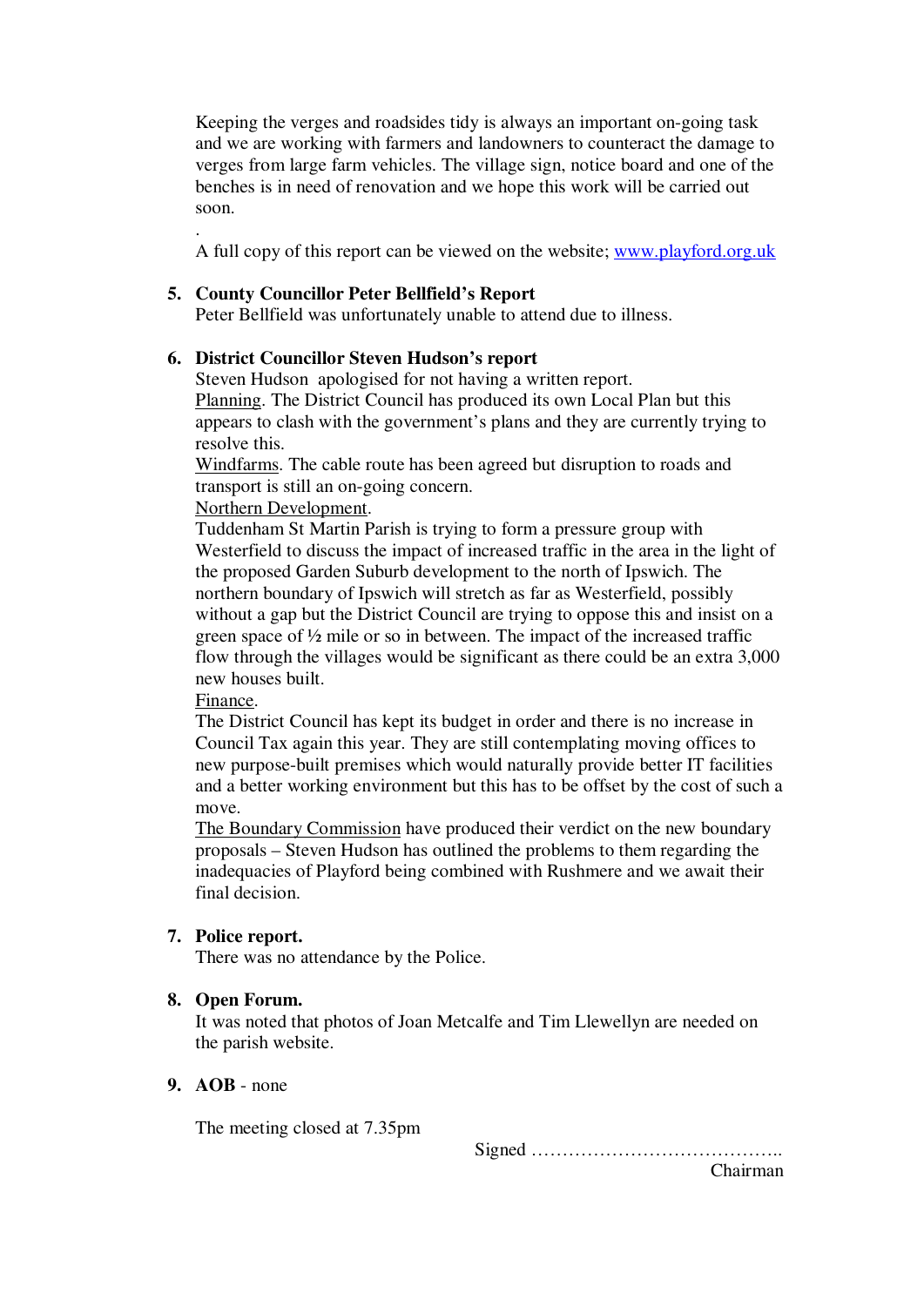Keeping the verges and roadsides tidy is always an important on-going task and we are working with farmers and landowners to counteract the damage to verges from large farm vehicles. The village sign, notice board and one of the benches is in need of renovation and we hope this work will be carried out soon.

.

A full copy of this report can be viewed on the website; [www.playford.org.uk](http://www.playford.org.uk)

5. **County Councillor Peter Bellfield's Report**
   Peter Bellfield was unfortunately unable to attend due to illness.

6. **District Councillor Steven Hudson's report**
   Steven Hudson apologised for not having a written report.
   Planning. The District Council has produced its own Local Plan but this appears to clash with the government's plans and they are currently trying to resolve this.
   Windfarms. The cable route has been agreed but disruption to roads and transport is still an on-going concern.
   Northern Development.
   Tuddenham St Martin Parish is trying to form a pressure group with Westerfield to discuss the impact of increased traffic in the area in the light of the proposed Garden Suburb development to the north of Ipswich. The northern boundary of Ipswich will stretch as far as Westerfield, possibly without a gap but the District Council are trying to oppose this and insist on a green space of ½ mile or so in between. The impact of the increased traffic flow through the villages would be significant as there could be an extra 3,000 new houses built.
   Finance.
   The District Council has kept its budget in order and there is no increase in Council Tax again this year. They are still contemplating moving offices to new purpose-built premises which would naturally provide better IT facilities and a better working environment but this has to be offset by the cost of such a move.
   The Boundary Commission have produced their verdict on the new boundary proposals – Steven Hudson has outlined the problems to them regarding the inadequacies of Playford being combined with Rushmere and we await their final decision.

7. **Police report.**
   There was no attendance by the Police.

8. **Open Forum.**
   It was noted that photos of Joan Metcalfe and Tim Llewellyn are needed on the parish website.

9. **AOB** - none

The meeting closed at 7.35pm

Signed …………………………………..
Chairman